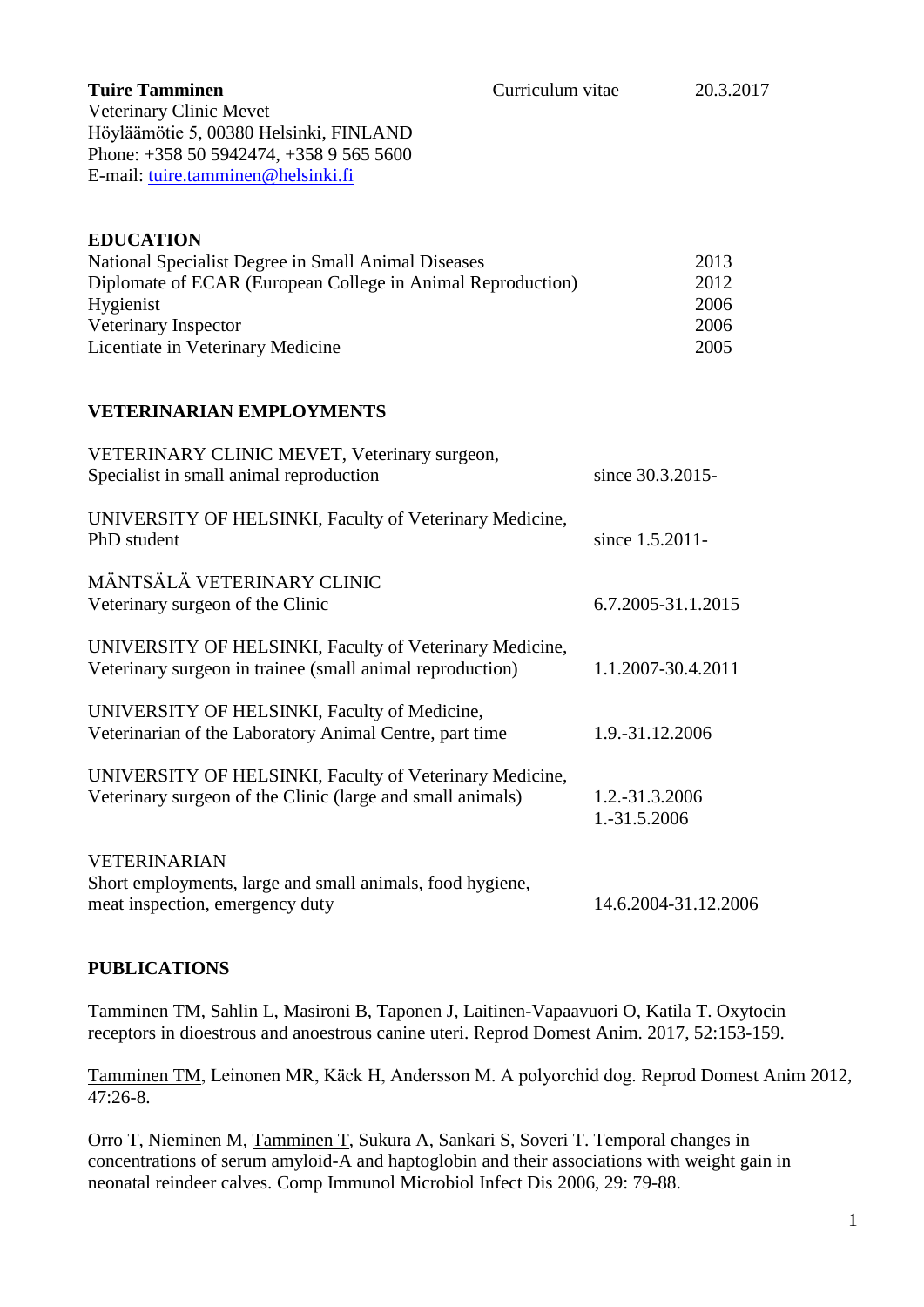**Tuire Tamminen** Curriculum vitae 20.3.2017

Veterinary Clinic Mevet
Höyläämötie 5, 00380 Helsinki, FINLAND
Phone: +358 50 5942474, +358 9 565 5600
E-mail: tuire.tamminen@helsinki.fi

## EDUCATION

| | |
|---|---|
| National Specialist Degree in Small Animal Diseases | 2013 |
| Diplomate of ECAR (European College in Animal Reproduction) | 2012 |
| Hygienist | 2006 |
| Veterinary Inspector | 2006 |
| Licentiate in Veterinary Medicine | 2005 |

## VETERINARIAN EMPLOYMENTS

| | |
|---|---|
| VETERINARY CLINIC MEVET, Veterinary surgeon, Specialist in small animal reproduction | since 30.3.2015- |
| UNIVERSITY OF HELSINKI, Faculty of Veterinary Medicine, PhD student | since 1.5.2011- |
| MÄNTSÄLÄ VETERINARY CLINIC Veterinary surgeon of the Clinic | 6.7.2005-31.1.2015 |
| UNIVERSITY OF HELSINKI, Faculty of Veterinary Medicine, Veterinary surgeon in trainee (small animal reproduction) | 1.1.2007-30.4.2011 |
| UNIVERSITY OF HELSINKI, Faculty of Medicine, Veterinarian of the Laboratory Animal Centre, part time | 1.9.-31.12.2006 |
| UNIVERSITY OF HELSINKI, Faculty of Veterinary Medicine, Veterinary surgeon of the Clinic (large and small animals) | 1.2.-31.3.2006<br>1.-31.5.2006 |
| VETERINARIAN Short employments, large and small animals, food hygiene, meat inspection, emergency duty | 14.6.2004-31.12.2006 |

## PUBLICATIONS

Tamminen TM, Sahlin L, Masironi B, Taponen J, Laitinen-Vapaavuori O, Katila T. Oxytocin receptors in dioestrous and anoestrous canine uteri. Reprod Domest Anim. 2017, 52:153-159.

Tamminen TM, Leinonen MR, Käck H, Andersson M. A polyorchid dog. Reprod Domest Anim 2012, 47:26-8.

Orro T, Nieminen M, Tamminen T, Sukura A, Sankari S, Soveri T. Temporal changes in concentrations of serum amyloid-A and haptoglobin and their associations with weight gain in neonatal reindeer calves. Comp Immunol Microbiol Infect Dis 2006, 29: 79-88.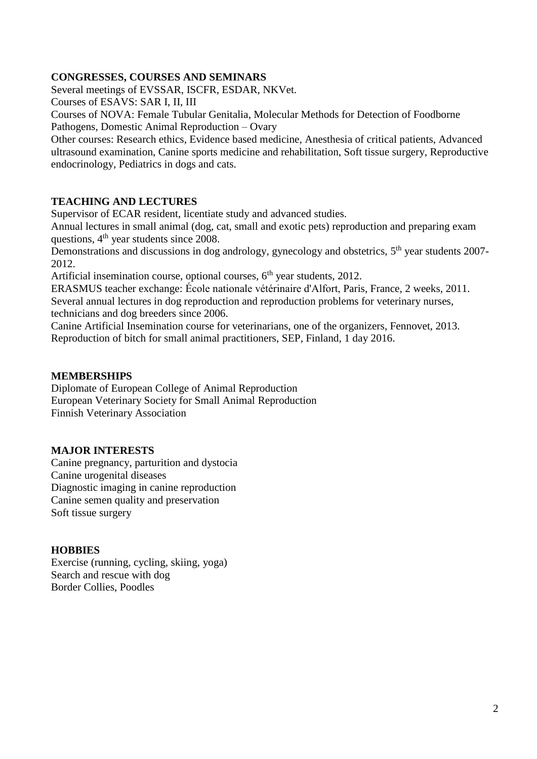## CONGRESSES, COURSES AND SEMINARS

Several meetings of EVSSAR, ISCFR, ESDAR, NKVet.

Courses of ESAVS: SAR I, II, III

Courses of NOVA: Female Tubular Genitalia, Molecular Methods for Detection of Foodborne Pathogens, Domestic Animal Reproduction – Ovary

Other courses: Research ethics, Evidence based medicine, Anesthesia of critical patients, Advanced ultrasound examination, Canine sports medicine and rehabilitation, Soft tissue surgery, Reproductive endocrinology, Pediatrics in dogs and cats.

## TEACHING AND LECTURES

Supervisor of ECAR resident, licentiate study and advanced studies.

Annual lectures in small animal (dog, cat, small and exotic pets) reproduction and preparing exam questions, 4th year students since 2008.

Demonstrations and discussions in dog andrology, gynecology and obstetrics, 5th year students 2007-2012.

Artificial insemination course, optional courses, 6th year students, 2012.

ERASMUS teacher exchange: École nationale vétérinaire d'Alfort, Paris, France, 2 weeks, 2011.

Several annual lectures in dog reproduction and reproduction problems for veterinary nurses, technicians and dog breeders since 2006.

Canine Artificial Insemination course for veterinarians, one of the organizers, Fennovet, 2013.

Reproduction of bitch for small animal practitioners, SEP, Finland, 1 day 2016.

## MEMBERSHIPS

Diplomate of European College of Animal Reproduction

European Veterinary Society for Small Animal Reproduction

Finnish Veterinary Association

## MAJOR INTERESTS

Canine pregnancy, parturition and dystocia

Canine urogenital diseases

Diagnostic imaging in canine reproduction

Canine semen quality and preservation

Soft tissue surgery

## HOBBIES

Exercise (running, cycling, skiing, yoga)

Search and rescue with dog

Border Collies, Poodles